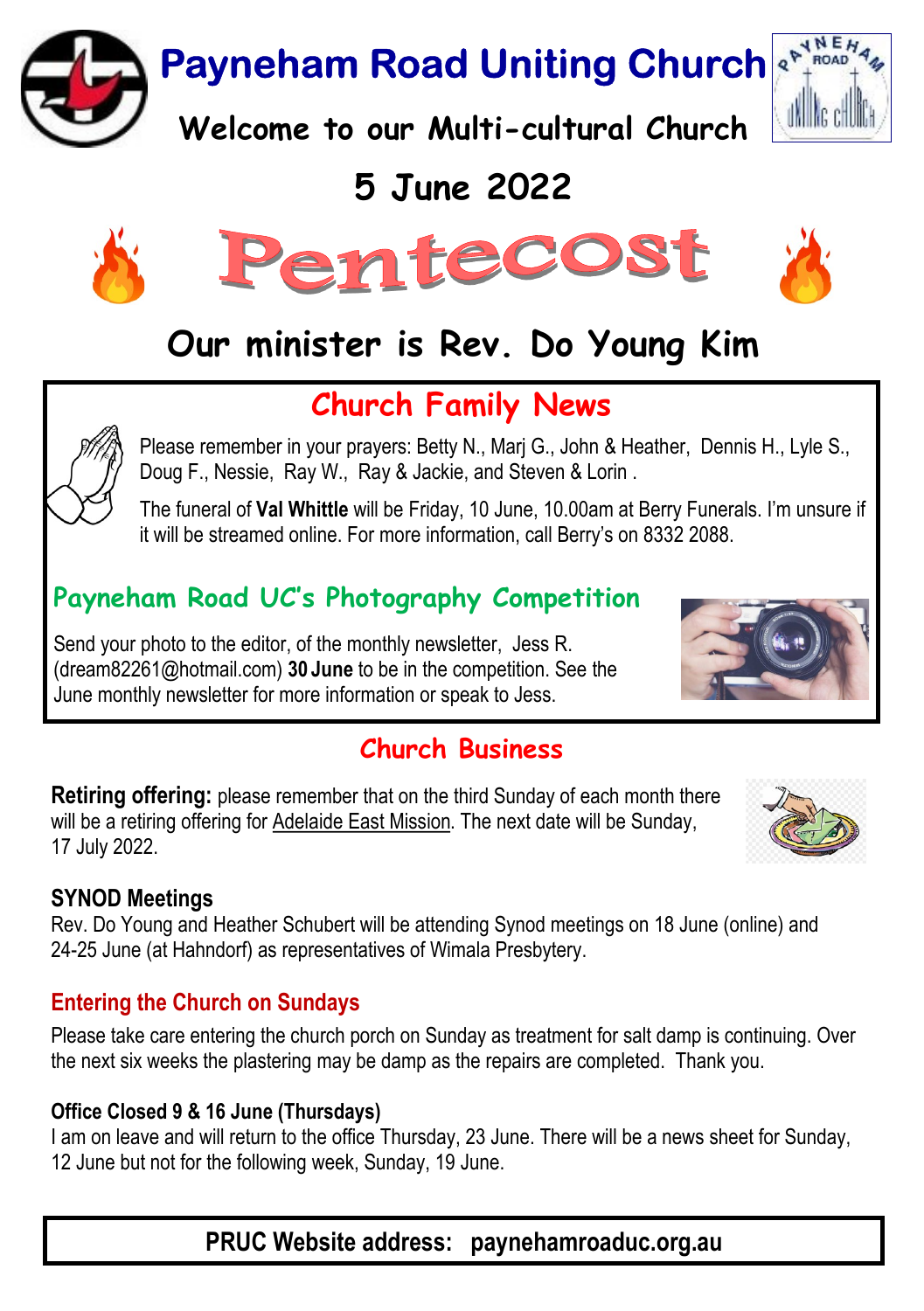# Payneham Road Uniting Church

## Welcome to our Multi-cultural Church

## 5 June 2022

# Pentecost

## Our minister is Rev. Do Young Kim

## Church Family News

Please remember in your prayers: Betty N., Marj G., John & Heather, Dennis H., Lyle S., Doug F., Nessie, Ray W., Ray & Jackie, and Steven & Lorin .

The funeral of **Val Whittle** will be Friday, 10 June, 10.00am at Berry Funerals. I'm unsure if it will be streamed online. For more information, call Berry's on 8332 2088.

### Payneham Road UC's Photography Competition

Send your photo to the editor, of the monthly newsletter, Jess R. (dream82261@hotmail.com) **30 June** to be in the competition. See the June monthly newsletter for more information or speak to Jess.

## Church Business

**Retiring offering:** please remember that on the third Sunday of each month there will be a retiring offering for Adelaide East Mission. The next date will be Sunday, 17 July 2022.

**SYNOD Meetings**

Rev. Do Young and Heather Schubert will be attending Synod meetings on 18 June (online) and 24-25 June (at Hahndorf) as representatives of Wimala Presbytery.

**Entering the Church on Sundays**

Please take care entering the church porch on Sunday as treatment for salt damp is continuing. Over the next six weeks the plastering may be damp as the repairs are completed. Thank you.

**Office Closed 9 & 16 June (Thursdays)**

I am on leave and will return to the office Thursday, 23 June. There will be a news sheet for Sunday, 12 June but not for the following week, Sunday, 19 June.

**PRUC Website address: paynehamroaduc.org.au**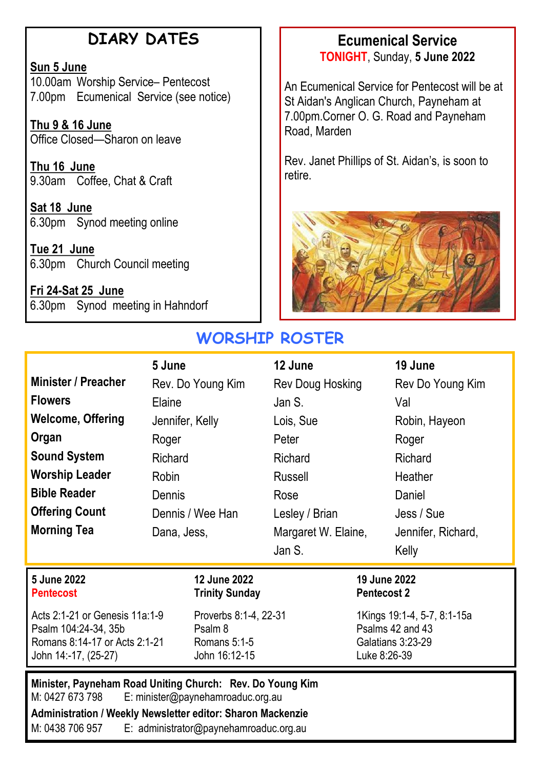## DIARY DATES

**Sun 5 June**
10.00am Worship Service– Pentecost
7.00pm Ecumenical Service (see notice)

**Thu 9 & 16 June**
Office Closed—Sharon on leave

**Thu 16 June**
9.30am Coffee, Chat & Craft

**Sat 18 June**
6.30pm Synod meeting online

**Tue 21 June**
6.30pm Church Council meeting

**Fri 24-Sat 25 June**
6.30pm Synod meeting in Hahndorf

## Ecumenical Service

**TONIGHT**, Sunday, **5 June 2022**

An Ecumenical Service for Pentecost will be at St Aidan's Anglican Church, Payneham at 7.00pm.Corner O. G. Road and Payneham Road, Marden

Rev. Janet Phillips of St. Aidan's, is soon to retire.

## WORSHIP ROSTER

| | 5 June | 12 June | 19 June |
|---|---|---|---|
| **Minister / Preacher** | Rev. Do Young Kim | Rev Doug Hosking | Rev Do Young Kim |
| **Flowers** | Elaine | Jan S. | Val |
| **Welcome, Offering** | Jennifer, Kelly | Lois, Sue | Robin, Hayeon |
| **Organ** | Roger | Peter | Roger |
| **Sound System** | Richard | Richard | Richard |
| **Worship Leader** | Robin | Russell | Heather |
| **Bible Reader** | Dennis | Rose | Daniel |
| **Offering Count** | Dennis / Wee Han | Lesley / Brian | Jess / Sue |
| **Morning Tea** | Dana, Jess, | Margaret W. Elaine, Jan S. | Jennifer, Richard, Kelly |

| 5 June 2022 Pentecost | 12 June 2022 Trinity Sunday | 19 June 2022 Pentecost 2 |
|---|---|---|
| Acts 2:1-21 or Genesis 11a:1-9 | Proverbs 8:1-4, 22-31 | 1Kings 19:1-4, 5-7, 8:1-15a |
| Psalm 104:24-34, 35b | Psalm 8 | Psalms 42 and 43 |
| Romans 8:14-17 or Acts 2:1-21 | Romans 5:1-5 | Galatians 3:23-29 |
| John 14:-17, (25-27) | John 16:12-15 | Luke 8:26-39 |

**Minister, Payneham Road Uniting Church: Rev. Do Young Kim**
M: 0427 673 798 E: minister@paynehamroaduc.org.au

**Administration / Weekly Newsletter editor: Sharon Mackenzie**
M: 0438 706 957 E: administrator@paynehamroaduc.org.au